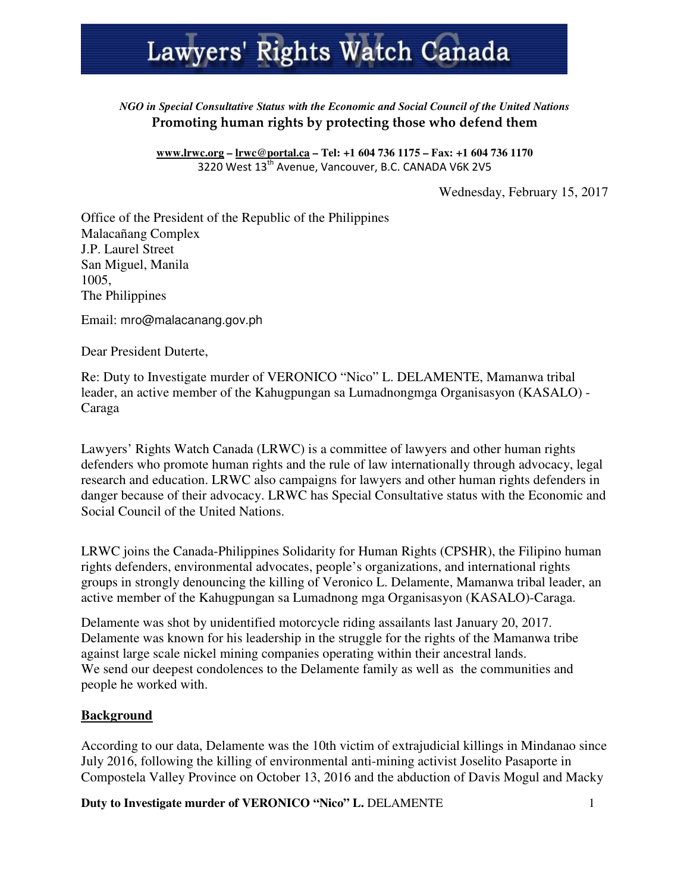# Lawyers' Rights Watch Canada

*NGO in Special Consultative Status with the Economic and Social Council of the United Nations*

**Promoting human rights by protecting those who defend them**

**www.lrwc.org – lrwc@portal.ca – Tel: +1 604 736 1175 – Fax: +1 604 736 1170**
3220 West 13th Avenue, Vancouver, B.C. CANADA V6K 2V5

Wednesday, February 15, 2017

Office of the President of the Republic of the Philippines
Malacañang Complex
J.P. Laurel Street
San Miguel, Manila
1005,
The Philippines

Email: mro@malacanang.gov.ph

Dear President Duterte,

Re: Duty to Investigate murder of VERONICO "Nico" L. DELAMENTE, Mamanwa tribal leader, an active member of the Kahugpungan sa Lumadnongmga Organisasyon (KASALO) - Caraga

Lawyers' Rights Watch Canada (LRWC) is a committee of lawyers and other human rights defenders who promote human rights and the rule of law internationally through advocacy, legal research and education. LRWC also campaigns for lawyers and other human rights defenders in danger because of their advocacy. LRWC has Special Consultative status with the Economic and Social Council of the United Nations.

LRWC joins the Canada-Philippines Solidarity for Human Rights (CPSHR), the Filipino human rights defenders, environmental advocates, people's organizations, and international rights groups in strongly denouncing the killing of Veronico L. Delamente, Mamanwa tribal leader, an active member of the Kahugpungan sa Lumadnong mga Organisasyon (KASALO)-Caraga.

Delamente was shot by unidentified motorcycle riding assailants last January 20, 2017. Delamente was known for his leadership in the struggle for the rights of the Mamanwa tribe against large scale nickel mining companies operating within their ancestral lands.
We send our deepest condolences to the Delamente family as well as the communities and people he worked with.

## Background

According to our data, Delamente was the 10th victim of extrajudicial killings in Mindanao since July 2016, following the killing of environmental anti-mining activist Joselito Pasaporte in Compostela Valley Province on October 13, 2016 and the abduction of Davis Mogul and Macky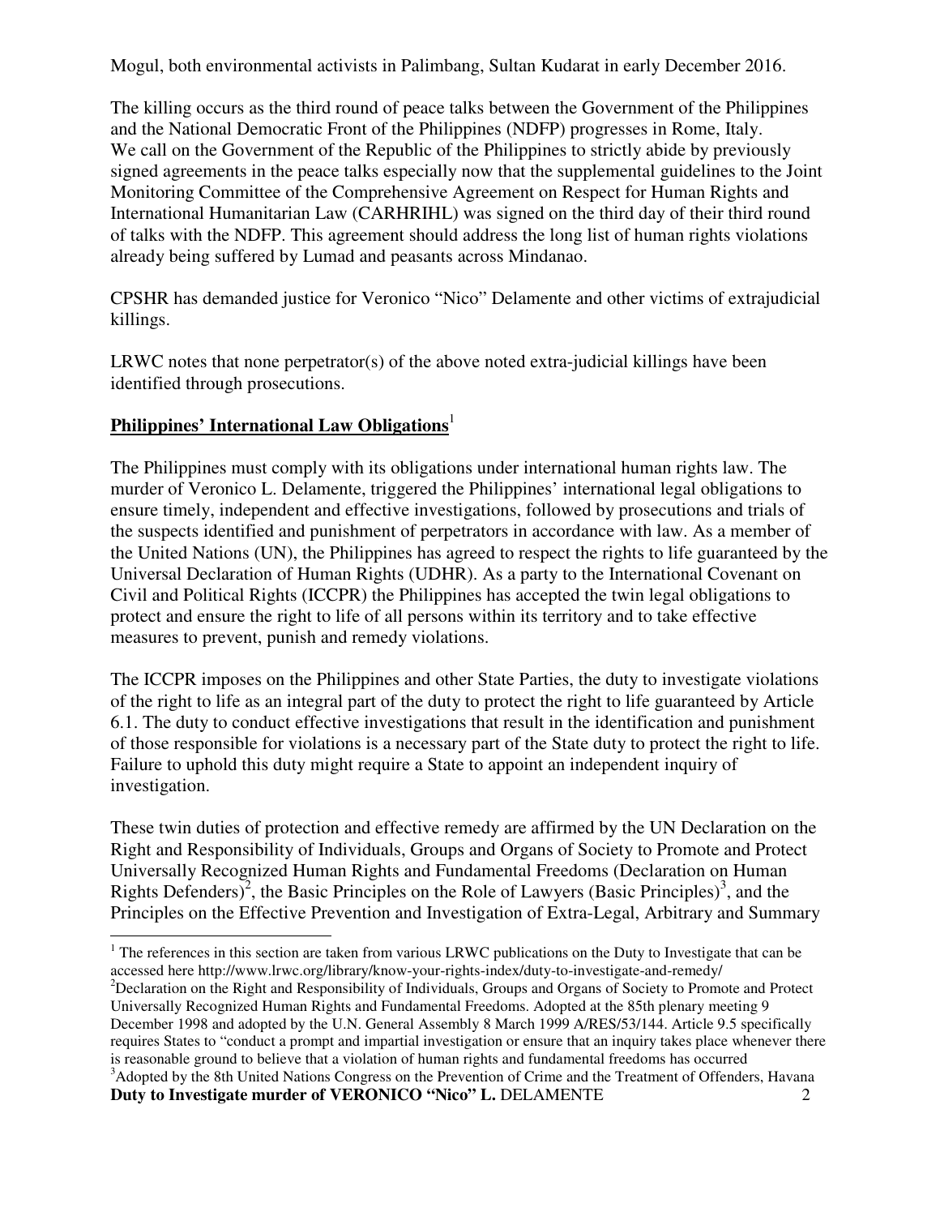Mogul, both environmental activists in Palimbang, Sultan Kudarat in early December 2016.

The killing occurs as the third round of peace talks between the Government of the Philippines and the National Democratic Front of the Philippines (NDFP) progresses in Rome, Italy. We call on the Government of the Republic of the Philippines to strictly abide by previously signed agreements in the peace talks especially now that the supplemental guidelines to the Joint Monitoring Committee of the Comprehensive Agreement on Respect for Human Rights and International Humanitarian Law (CARHRIHL) was signed on the third day of their third round of talks with the NDFP. This agreement should address the long list of human rights violations already being suffered by Lumad and peasants across Mindanao.

CPSHR has demanded justice for Veronico "Nico" Delamente and other victims of extrajudicial killings.

LRWC notes that none perpetrator(s) of the above noted extra-judicial killings have been identified through prosecutions.

## Philippines' International Law Obligations[1]

The Philippines must comply with its obligations under international human rights law. The murder of Veronico L. Delamente, triggered the Philippines' international legal obligations to ensure timely, independent and effective investigations, followed by prosecutions and trials of the suspects identified and punishment of perpetrators in accordance with law. As a member of the United Nations (UN), the Philippines has agreed to respect the rights to life guaranteed by the Universal Declaration of Human Rights (UDHR). As a party to the International Covenant on Civil and Political Rights (ICCPR) the Philippines has accepted the twin legal obligations to protect and ensure the right to life of all persons within its territory and to take effective measures to prevent, punish and remedy violations.

The ICCPR imposes on the Philippines and other State Parties, the duty to investigate violations of the right to life as an integral part of the duty to protect the right to life guaranteed by Article 6.1. The duty to conduct effective investigations that result in the identification and punishment of those responsible for violations is a necessary part of the State duty to protect the right to life. Failure to uphold this duty might require a State to appoint an independent inquiry of investigation.

These twin duties of protection and effective remedy are affirmed by the UN Declaration on the Right and Responsibility of Individuals, Groups and Organs of Society to Promote and Protect Universally Recognized Human Rights and Fundamental Freedoms (Declaration on Human Rights Defenders)[2], the Basic Principles on the Role of Lawyers (Basic Principles)[3], and the Principles on the Effective Prevention and Investigation of Extra-Legal, Arbitrary and Summary

---

[1] The references in this section are taken from various LRWC publications on the Duty to Investigate that can be accessed here http://www.lrwc.org/library/know-your-rights-index/duty-to-investigate-and-remedy/

[2] Declaration on the Right and Responsibility of Individuals, Groups and Organs of Society to Promote and Protect Universally Recognized Human Rights and Fundamental Freedoms. Adopted at the 85th plenary meeting 9 December 1998 and adopted by the U.N. General Assembly 8 March 1999 A/RES/53/144. Article 9.5 specifically requires States to "conduct a prompt and impartial investigation or ensure that an inquiry takes place whenever there is reasonable ground to believe that a violation of human rights and fundamental freedoms has occurred

[3] Adopted by the 8th United Nations Congress on the Prevention of Crime and the Treatment of Offenders, Havana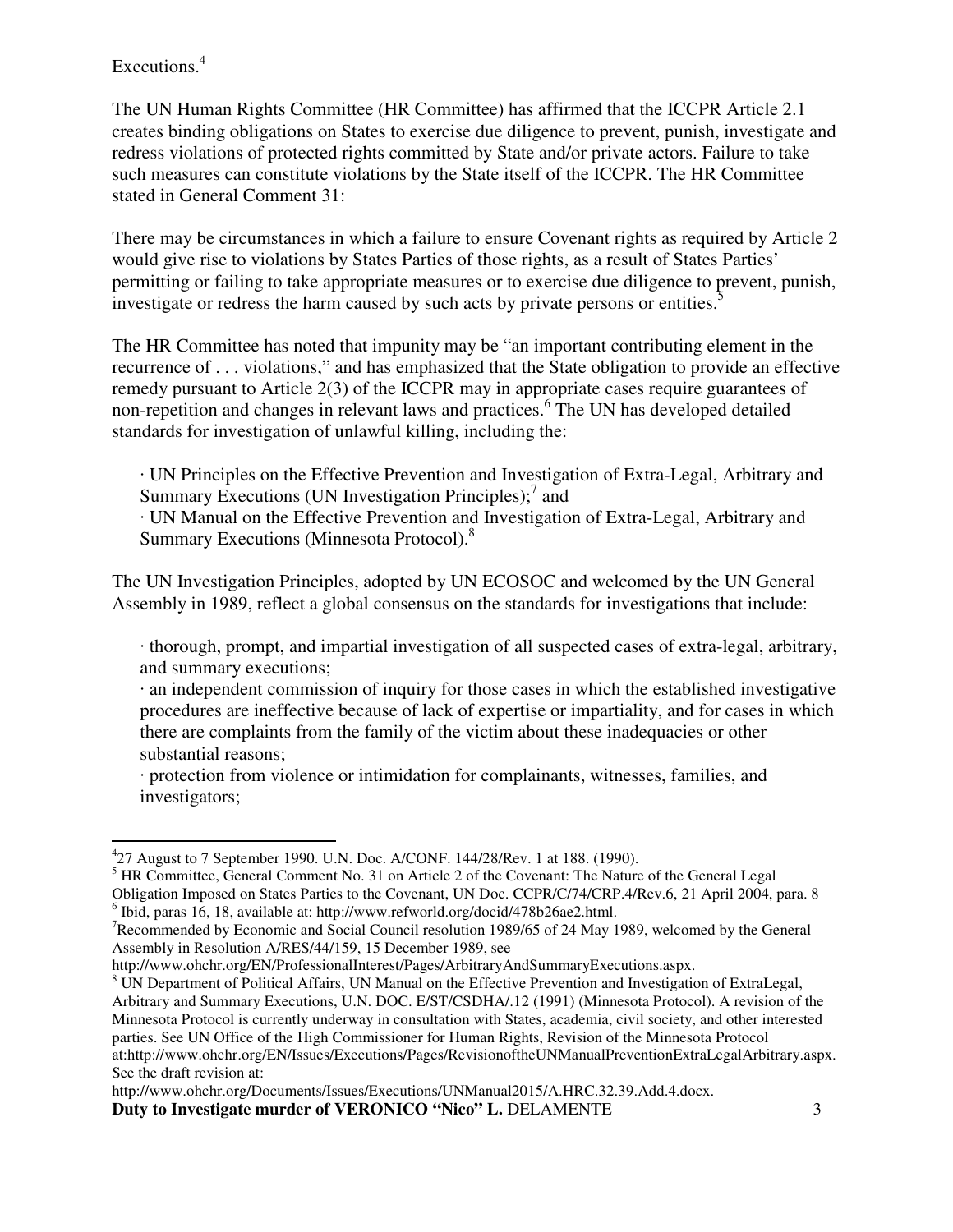Executions.[4]

The UN Human Rights Committee (HR Committee) has affirmed that the ICCPR Article 2.1 creates binding obligations on States to exercise due diligence to prevent, punish, investigate and redress violations of protected rights committed by State and/or private actors. Failure to take such measures can constitute violations by the State itself of the ICCPR. The HR Committee stated in General Comment 31:

There may be circumstances in which a failure to ensure Covenant rights as required by Article 2 would give rise to violations by States Parties of those rights, as a result of States Parties' permitting or failing to take appropriate measures or to exercise due diligence to prevent, punish, investigate or redress the harm caused by such acts by private persons or entities.[5]

The HR Committee has noted that impunity may be "an important contributing element in the recurrence of . . . violations," and has emphasized that the State obligation to provide an effective remedy pursuant to Article 2(3) of the ICCPR may in appropriate cases require guarantees of non-repetition and changes in relevant laws and practices.[6] The UN has developed detailed standards for investigation of unlawful killing, including the:

- UN Principles on the Effective Prevention and Investigation of Extra-Legal, Arbitrary and Summary Executions (UN Investigation Principles);[7] and
- UN Manual on the Effective Prevention and Investigation of Extra-Legal, Arbitrary and Summary Executions (Minnesota Protocol).[8]

The UN Investigation Principles, adopted by UN ECOSOC and welcomed by the UN General Assembly in 1989, reflect a global consensus on the standards for investigations that include:

- thorough, prompt, and impartial investigation of all suspected cases of extra-legal, arbitrary, and summary executions;
- an independent commission of inquiry for those cases in which the established investigative procedures are ineffective because of lack of expertise or impartiality, and for cases in which there are complaints from the family of the victim about these inadequacies or other substantial reasons;
- protection from violence or intimidation for complainants, witnesses, families, and investigators;

---

[4] 27 August to 7 September 1990. U.N. Doc. A/CONF. 144/28/Rev. 1 at 188. (1990).

[5] HR Committee, General Comment No. 31 on Article 2 of the Covenant: The Nature of the General Legal Obligation Imposed on States Parties to the Covenant, UN Doc. CCPR/C/74/CRP.4/Rev.6, 21 April 2004, para. 8

[6] Ibid, paras 16, 18, available at: http://www.refworld.org/docid/478b26ae2.html.

[7] Recommended by Economic and Social Council resolution 1989/65 of 24 May 1989, welcomed by the General Assembly in Resolution A/RES/44/159, 15 December 1989, see http://www.ohchr.org/EN/ProfessionalInterest/Pages/ArbitraryAndSummaryExecutions.aspx.

[8] UN Department of Political Affairs, UN Manual on the Effective Prevention and Investigation of ExtraLegal, Arbitrary and Summary Executions, U.N. DOC. E/ST/CSDHA/.12 (1991) (Minnesota Protocol). A revision of the Minnesota Protocol is currently underway in consultation with States, academia, civil society, and other interested parties. See UN Office of the High Commissioner for Human Rights, Revision of the Minnesota Protocol at:http://www.ohchr.org/EN/Issues/Executions/Pages/RevisionoftheUNManualPreventionExtraLegalArbitrary.aspx. See the draft revision at: http://www.ohchr.org/Documents/Issues/Executions/UNManual2015/A.HRC.32.39.Add.4.docx.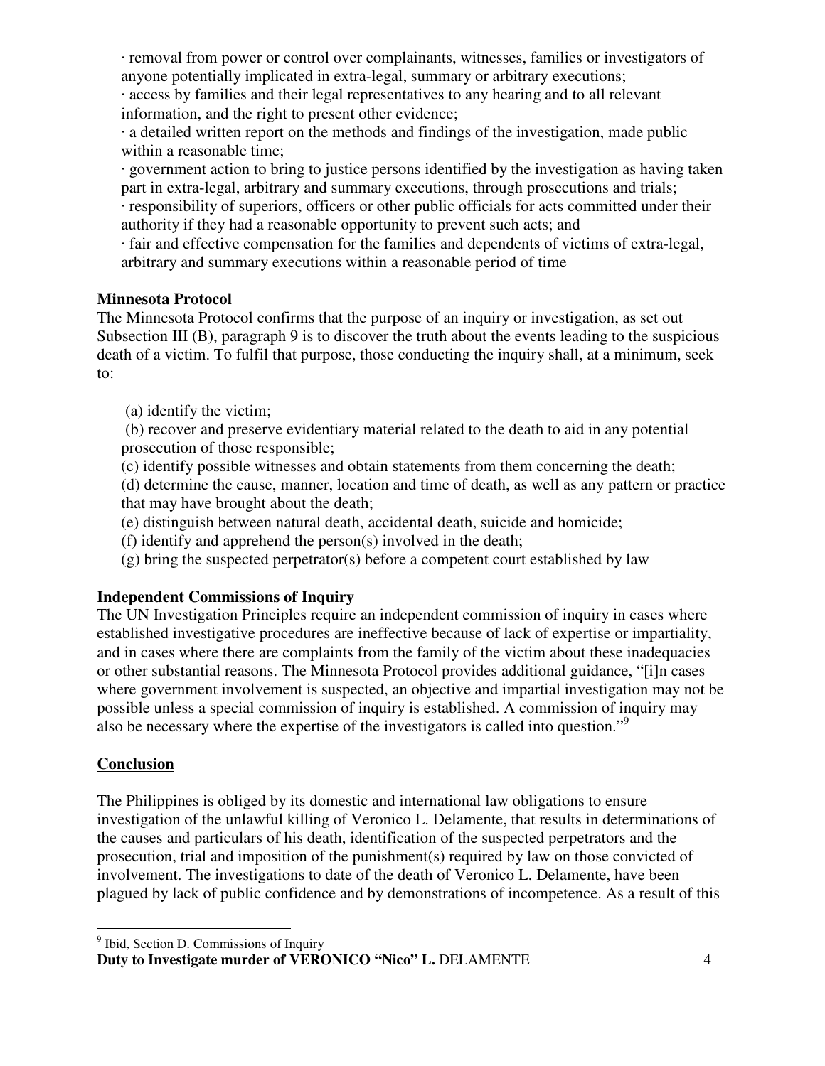· removal from power or control over complainants, witnesses, families or investigators of anyone potentially implicated in extra-legal, summary or arbitrary executions;
· access by families and their legal representatives to any hearing and to all relevant information, and the right to present other evidence;
· a detailed written report on the methods and findings of the investigation, made public within a reasonable time;
· government action to bring to justice persons identified by the investigation as having taken part in extra-legal, arbitrary and summary executions, through prosecutions and trials;
· responsibility of superiors, officers or other public officials for acts committed under their authority if they had a reasonable opportunity to prevent such acts; and
· fair and effective compensation for the families and dependents of victims of extra-legal, arbitrary and summary executions within a reasonable period of time

**Minnesota Protocol**

The Minnesota Protocol confirms that the purpose of an inquiry or investigation, as set out Subsection III (B), paragraph 9 is to discover the truth about the events leading to the suspicious death of a victim. To fulfil that purpose, those conducting the inquiry shall, at a minimum, seek to:

(a) identify the victim;
(b) recover and preserve evidentiary material related to the death to aid in any potential prosecution of those responsible;
(c) identify possible witnesses and obtain statements from them concerning the death;
(d) determine the cause, manner, location and time of death, as well as any pattern or practice that may have brought about the death;
(e) distinguish between natural death, accidental death, suicide and homicide;
(f) identify and apprehend the person(s) involved in the death;
(g) bring the suspected perpetrator(s) before a competent court established by law

**Independent Commissions of Inquiry**

The UN Investigation Principles require an independent commission of inquiry in cases where established investigative procedures are ineffective because of lack of expertise or impartiality, and in cases where there are complaints from the family of the victim about these inadequacies or other substantial reasons. The Minnesota Protocol provides additional guidance, "[i]n cases where government involvement is suspected, an objective and impartial investigation may not be possible unless a special commission of inquiry is established. A commission of inquiry may also be necessary where the expertise of the investigators is called into question."[9]

**Conclusion**

The Philippines is obliged by its domestic and international law obligations to ensure investigation of the unlawful killing of Veronico L. Delamente, that results in determinations of the causes and particulars of his death, identification of the suspected perpetrators and the prosecution, trial and imposition of the punishment(s) required by law on those convicted of involvement. The investigations to date of the death of Veronico L. Delamente, have been plagued by lack of public confidence and by demonstrations of incompetence. As a result of this

[9] Ibid, Section D. Commissions of Inquiry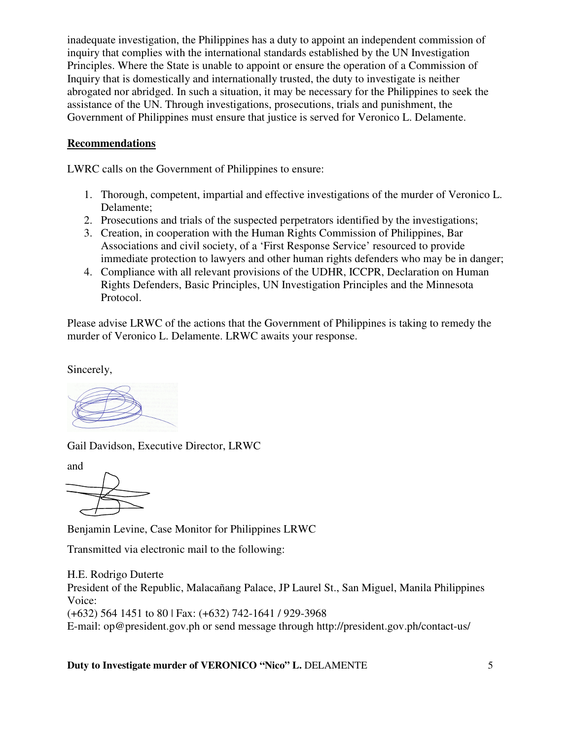inadequate investigation, the Philippines has a duty to appoint an independent commission of inquiry that complies with the international standards established by the UN Investigation Principles. Where the State is unable to appoint or ensure the operation of a Commission of Inquiry that is domestically and internationally trusted, the duty to investigate is neither abrogated nor abridged. In such a situation, it may be necessary for the Philippines to seek the assistance of the UN. Through investigations, prosecutions, trials and punishment, the Government of Philippines must ensure that justice is served for Veronico L. Delamente.

## Recommendations

LWRC calls on the Government of Philippines to ensure:

1. Thorough, competent, impartial and effective investigations of the murder of Veronico L. Delamente;
2. Prosecutions and trials of the suspected perpetrators identified by the investigations;
3. Creation, in cooperation with the Human Rights Commission of Philippines, Bar Associations and civil society, of a 'First Response Service' resourced to provide immediate protection to lawyers and other human rights defenders who may be in danger;
4. Compliance with all relevant provisions of the UDHR, ICCPR, Declaration on Human Rights Defenders, Basic Principles, UN Investigation Principles and the Minnesota Protocol.

Please advise LRWC of the actions that the Government of Philippines is taking to remedy the murder of Veronico L. Delamente. LRWC awaits your response.

Sincerely,

Gail Davidson, Executive Director, LRWC

and

Benjamin Levine, Case Monitor for Philippines LRWC

Transmitted via electronic mail to the following:

H.E. Rodrigo Duterte
President of the Republic, Malacañang Palace, JP Laurel St., San Miguel, Manila Philippines
Voice:
(+632) 564 1451 to 80 | Fax: (+632) 742-1641 / 929-3968
E-mail: op@president.gov.ph or send message through http://president.gov.ph/contact-us/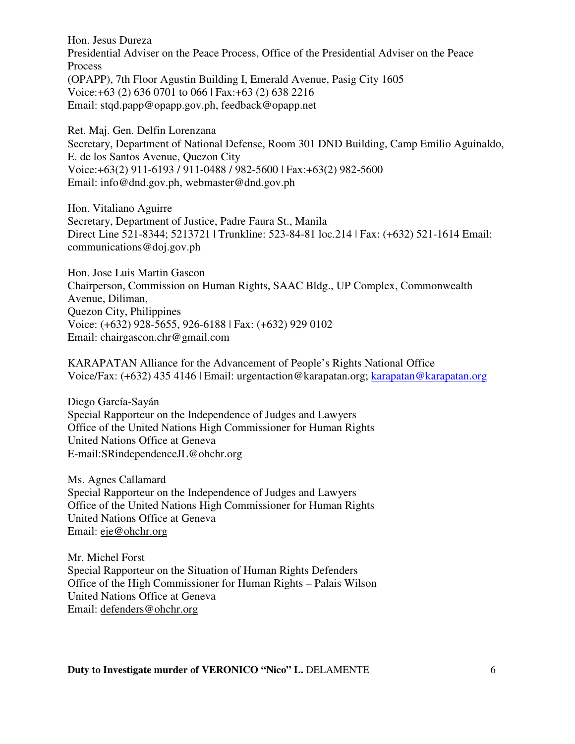Hon. Jesus Dureza
Presidential Adviser on the Peace Process, Office of the Presidential Adviser on the Peace Process
(OPAPP), 7th Floor Agustin Building I, Emerald Avenue, Pasig City 1605
Voice:+63 (2) 636 0701 to 066 | Fax:+63 (2) 638 2216
Email: stqd.papp@opapp.gov.ph, feedback@opapp.net

Ret. Maj. Gen. Delfin Lorenzana
Secretary, Department of National Defense, Room 301 DND Building, Camp Emilio Aguinaldo, E. de los Santos Avenue, Quezon City
Voice:+63(2) 911-6193 / 911-0488 / 982-5600 | Fax:+63(2) 982-5600
Email: info@dnd.gov.ph, webmaster@dnd.gov.ph

Hon. Vitaliano Aguirre
Secretary, Department of Justice, Padre Faura St., Manila
Direct Line 521-8344; 5213721 | Trunkline: 523-84-81 loc.214 | Fax: (+632) 521-1614 Email: communications@doj.gov.ph

Hon. Jose Luis Martin Gascon
Chairperson, Commission on Human Rights, SAAC Bldg., UP Complex, Commonwealth Avenue, Diliman,
Quezon City, Philippines
Voice: (+632) 928-5655, 926-6188 | Fax: (+632) 929 0102
Email: chairgascon.chr@gmail.com

KARAPATAN Alliance for the Advancement of People's Rights National Office
Voice/Fax: (+632) 435 4146 | Email: urgentaction@karapatan.org; karapatan@karapatan.org

Diego García-Sayán
Special Rapporteur on the Independence of Judges and Lawyers
Office of the United Nations High Commissioner for Human Rights
United Nations Office at Geneva
E-mail:SRindependenceJL@ohchr.org

Ms. Agnes Callamard
Special Rapporteur on the Independence of Judges and Lawyers
Office of the United Nations High Commissioner for Human Rights
United Nations Office at Geneva
Email: eje@ohchr.org

Mr. Michel Forst
Special Rapporteur on the Situation of Human Rights Defenders
Office of the High Commissioner for Human Rights – Palais Wilson
United Nations Office at Geneva
Email: defenders@ohchr.org